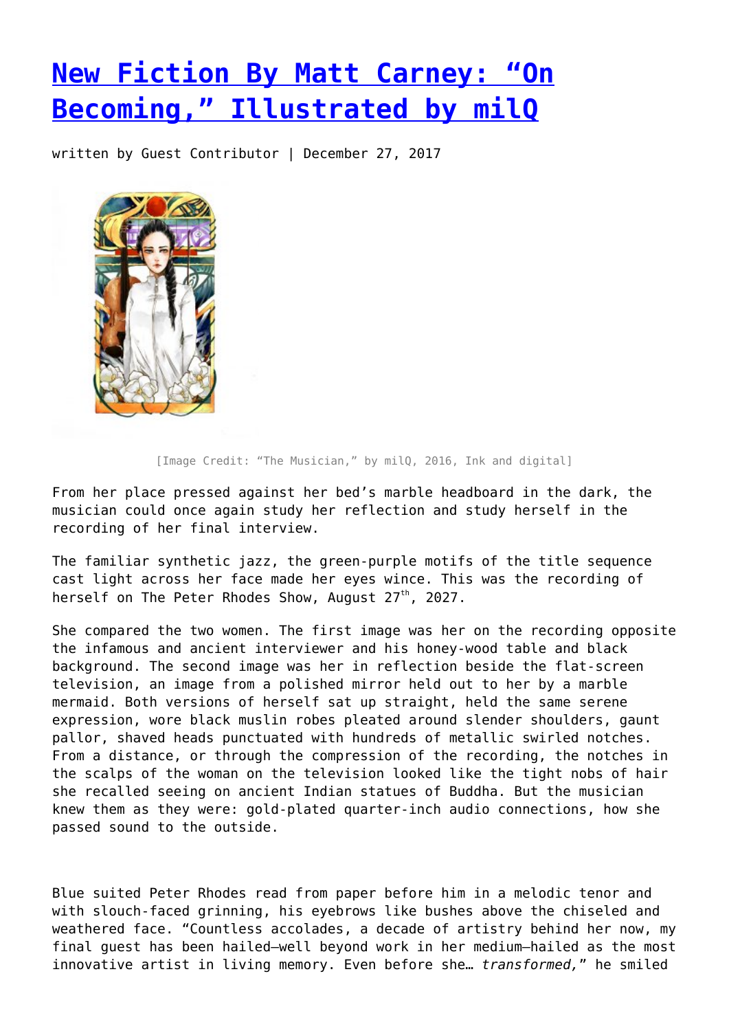# [New Fiction By Matt Carney: "On Becoming," Illustrated by milQ]

written by Guest Contributor | December 27, 2017

[Image Credit: "The Musician," by milQ, 2016, Ink and digital]

From her place pressed against her bed's marble headboard in the dark, the musician could once again study her reflection and study herself in the recording of her final interview.

The familiar synthetic jazz, the green-purple motifs of the title sequence cast light across her face made her eyes wince. This was the recording of herself on The Peter Rhodes Show, August 27th, 2027.

She compared the two women. The first image was her on the recording opposite the infamous and ancient interviewer and his honey-wood table and black background. The second image was her in reflection beside the flat-screen television, an image from a polished mirror held out to her by a marble mermaid. Both versions of herself sat up straight, held the same serene expression, wore black muslin robes pleated around slender shoulders, gaunt pallor, shaved heads punctuated with hundreds of metallic swirled notches. From a distance, or through the compression of the recording, the notches in the scalps of the woman on the television looked like the tight nobs of hair she recalled seeing on ancient Indian statues of Buddha. But the musician knew them as they were: gold-plated quarter-inch audio connections, how she passed sound to the outside.

Blue suited Peter Rhodes read from paper before him in a melodic tenor and with slouch-faced grinning, his eyebrows like bushes above the chiseled and weathered face. "Countless accolades, a decade of artistry behind her now, my final guest has been hailed—well beyond work in her medium—hailed as the most innovative artist in living memory. Even before she… *transformed,*" he smiled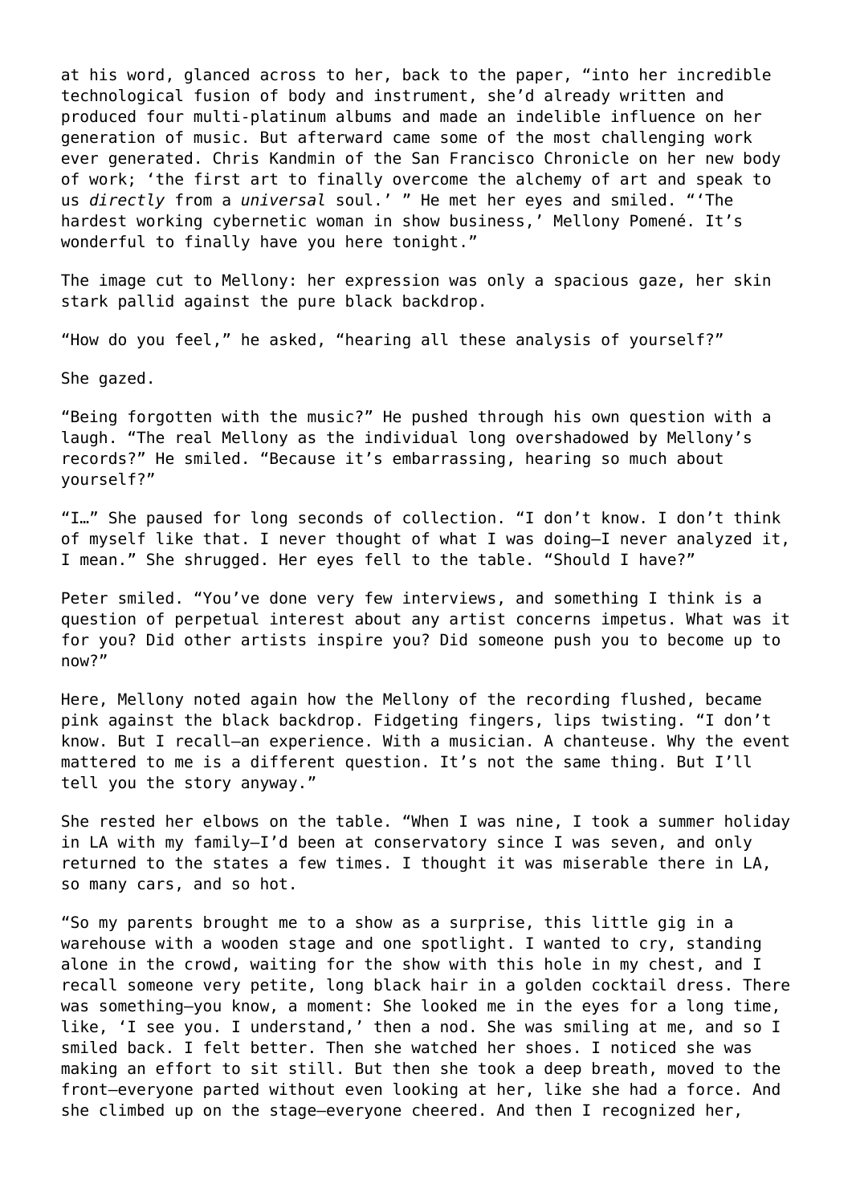at his word, glanced across to her, back to the paper, “into her incredible technological fusion of body and instrument, she’d already written and produced four multi-platinum albums and made an indelible influence on her generation of music. But afterward came some of the most challenging work ever generated. Chris Kandmin of the San Francisco Chronicle on her new body of work; ‘the first art to finally overcome the alchemy of art and speak to us *directly* from a *universal* soul.’ ” He met her eyes and smiled. “‘The hardest working cybernetic woman in show business,’ Mellony Pomené. It’s wonderful to finally have you here tonight.”

The image cut to Mellony: her expression was only a spacious gaze, her skin stark pallid against the pure black backdrop.

“How do you feel,” he asked, “hearing all these analysis of yourself?”

She gazed.

“Being forgotten with the music?” He pushed through his own question with a laugh. “The real Mellony as the individual long overshadowed by Mellony’s records?” He smiled. “Because it’s embarrassing, hearing so much about yourself?”

“I…” She paused for long seconds of collection. “I don’t know. I don’t think of myself like that. I never thought of what I was doing—I never analyzed it, I mean.” She shrugged. Her eyes fell to the table. “Should I have?”

Peter smiled. “You’ve done very few interviews, and something I think is a question of perpetual interest about any artist concerns impetus. What was it for you? Did other artists inspire you? Did someone push you to become up to now?”

Here, Mellony noted again how the Mellony of the recording flushed, became pink against the black backdrop. Fidgeting fingers, lips twisting. “I don’t know. But I recall—an experience. With a musician. A chanteuse. Why the event mattered to me is a different question. It’s not the same thing. But I’ll tell you the story anyway.”

She rested her elbows on the table. “When I was nine, I took a summer holiday in LA with my family—I’d been at conservatory since I was seven, and only returned to the states a few times. I thought it was miserable there in LA, so many cars, and so hot.

“So my parents brought me to a show as a surprise, this little gig in a warehouse with a wooden stage and one spotlight. I wanted to cry, standing alone in the crowd, waiting for the show with this hole in my chest, and I recall someone very petite, long black hair in a golden cocktail dress. There was something—you know, a moment: She looked me in the eyes for a long time, like, ‘I see you. I understand,’ then a nod. She was smiling at me, and so I smiled back. I felt better. Then she watched her shoes. I noticed she was making an effort to sit still. But then she took a deep breath, moved to the front—everyone parted without even looking at her, like she had a force. And she climbed up on the stage—everyone cheered. And then I recognized her,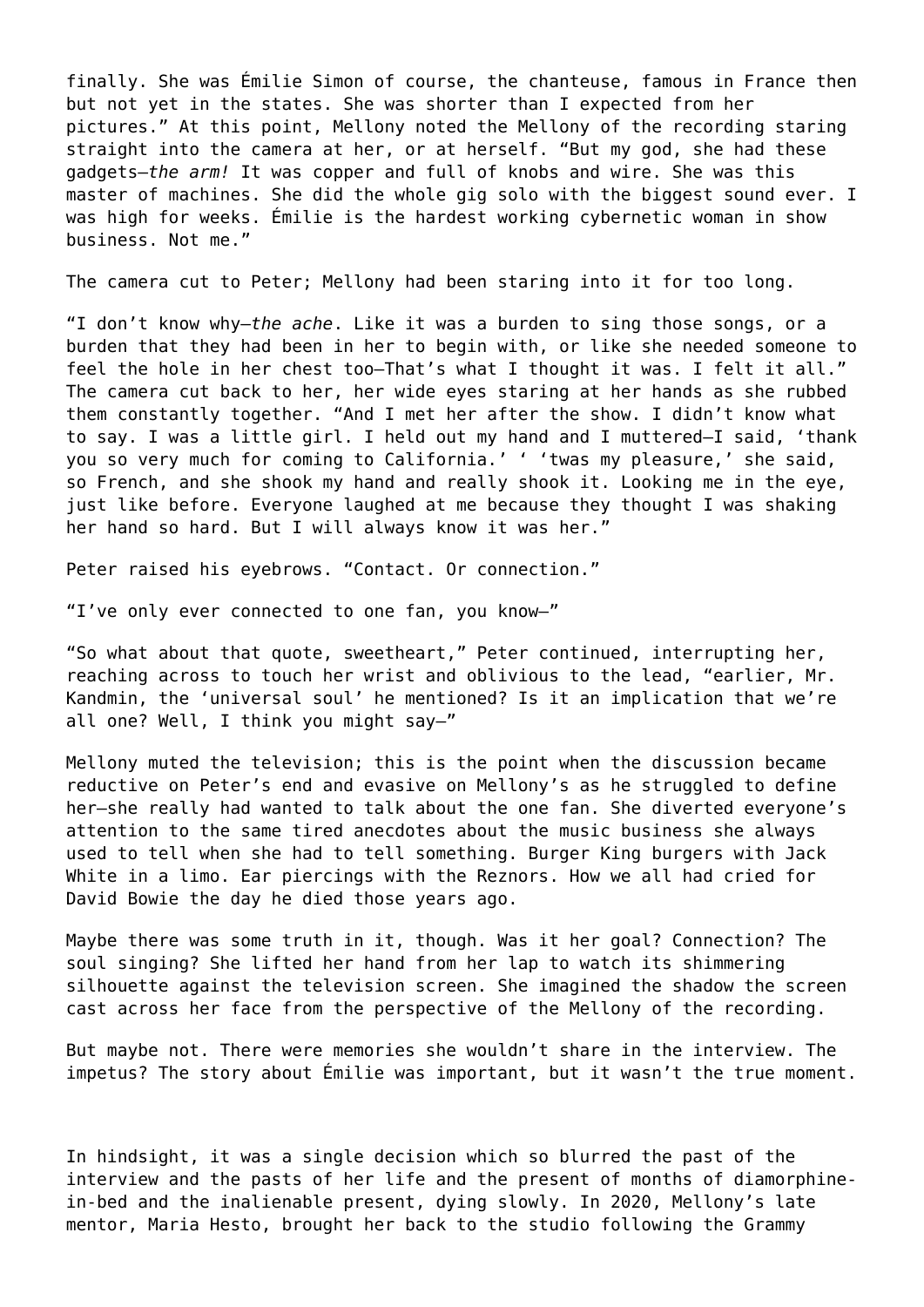finally. She was Émilie Simon of course, the chanteuse, famous in France then but not yet in the states. She was shorter than I expected from her pictures.” At this point, Mellony noted the Mellony of the recording staring straight into the camera at her, or at herself. “But my god, she had these gadgets—*the arm!* It was copper and full of knobs and wire. She was this master of machines. She did the whole gig solo with the biggest sound ever. I was high for weeks. Émilie is the hardest working cybernetic woman in show business. Not me.”

The camera cut to Peter; Mellony had been staring into it for too long.

“I don’t know why—*the ache*. Like it was a burden to sing those songs, or a burden that they had been in her to begin with, or like she needed someone to feel the hole in her chest too—That’s what I thought it was. I felt it all.” The camera cut back to her, her wide eyes staring at her hands as she rubbed them constantly together. “And I met her after the show. I didn’t know what to say. I was a little girl. I held out my hand and I muttered—I said, ‘thank you so very much for coming to California.’ ‘ ‘twas my pleasure,’ she said, so French, and she shook my hand and really shook it. Looking me in the eye, just like before. Everyone laughed at me because they thought I was shaking her hand so hard. But I will always know it was her.”

Peter raised his eyebrows. “Contact. Or connection.”

“I’ve only ever connected to one fan, you know—”

“So what about that quote, sweetheart,” Peter continued, interrupting her, reaching across to touch her wrist and oblivious to the lead, “earlier, Mr. Kandmin, the ‘universal soul’ he mentioned? Is it an implication that we’re all one? Well, I think you might say—”

Mellony muted the television; this is the point when the discussion became reductive on Peter’s end and evasive on Mellony’s as he struggled to define her—she really had wanted to talk about the one fan. She diverted everyone’s attention to the same tired anecdotes about the music business she always used to tell when she had to tell something. Burger King burgers with Jack White in a limo. Ear piercings with the Reznors. How we all had cried for David Bowie the day he died those years ago.

Maybe there was some truth in it, though. Was it her goal? Connection? The soul singing? She lifted her hand from her lap to watch its shimmering silhouette against the television screen. She imagined the shadow the screen cast across her face from the perspective of the Mellony of the recording.

But maybe not. There were memories she wouldn’t share in the interview. The impetus? The story about Émilie was important, but it wasn’t the true moment.

In hindsight, it was a single decision which so blurred the past of the interview and the pasts of her life and the present of months of diamorphine-in-bed and the inalienable present, dying slowly. In 2020, Mellony’s late mentor, Maria Hesto, brought her back to the studio following the Grammy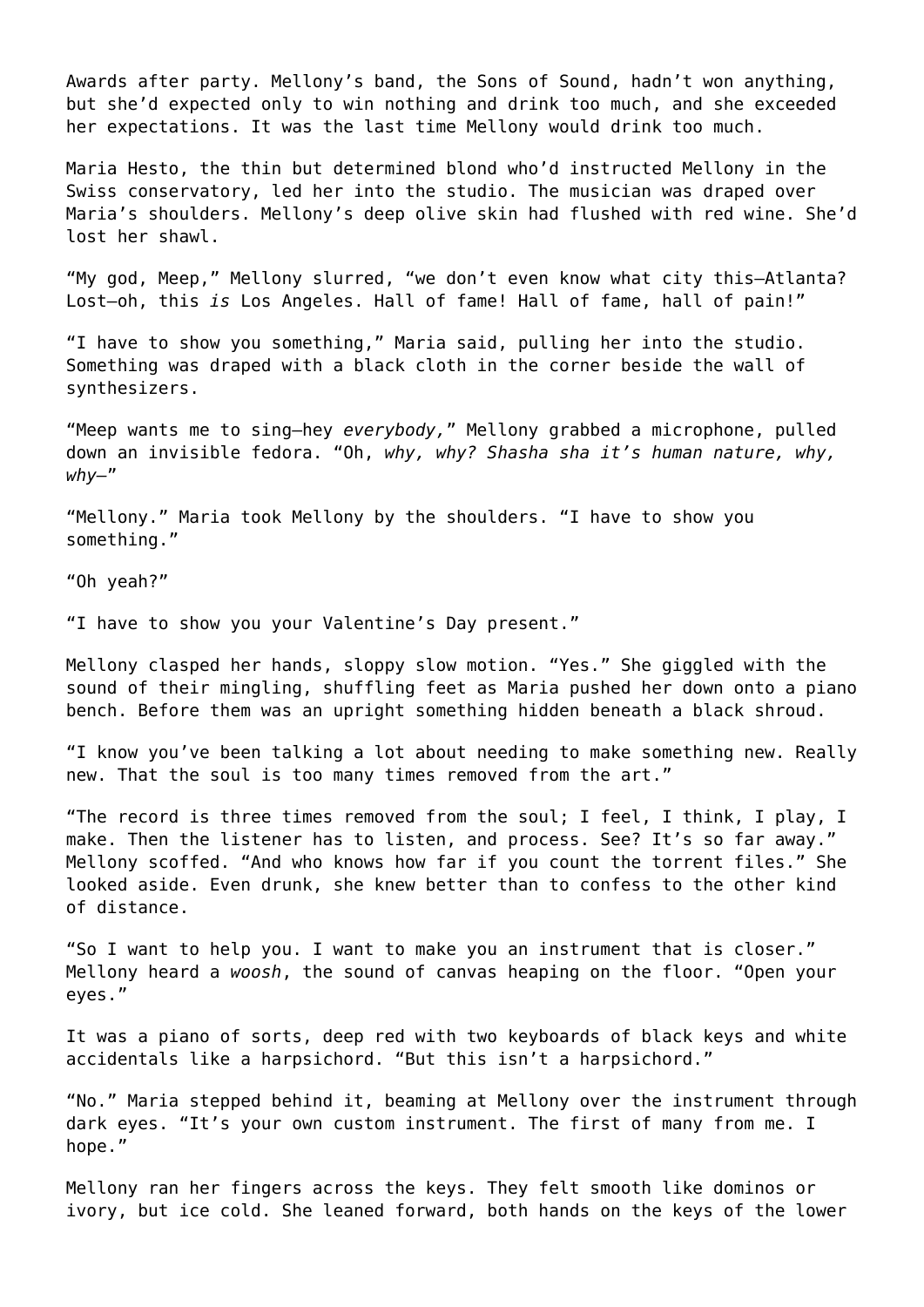Awards after party. Mellony's band, the Sons of Sound, hadn't won anything, but she'd expected only to win nothing and drink too much, and she exceeded her expectations. It was the last time Mellony would drink too much.

Maria Hesto, the thin but determined blond who'd instructed Mellony in the Swiss conservatory, led her into the studio. The musician was draped over Maria's shoulders. Mellony's deep olive skin had flushed with red wine. She'd lost her shawl.

"My god, Meep," Mellony slurred, "we don't even know what city this—Atlanta? Lost—oh, this *is* Los Angeles. Hall of fame! Hall of fame, hall of pain!"

"I have to show you something," Maria said, pulling her into the studio. Something was draped with a black cloth in the corner beside the wall of synthesizers.

"Meep wants me to sing—hey *everybody,*" Mellony grabbed a microphone, pulled down an invisible fedora. "Oh, *why, why? Shasha sha it's human nature, why, why—*"

"Mellony." Maria took Mellony by the shoulders. "I have to show you something."

"Oh yeah?"

"I have to show you your Valentine's Day present."

Mellony clasped her hands, sloppy slow motion. "Yes." She giggled with the sound of their mingling, shuffling feet as Maria pushed her down onto a piano bench. Before them was an upright something hidden beneath a black shroud.

"I know you've been talking a lot about needing to make something new. Really new. That the soul is too many times removed from the art."

"The record is three times removed from the soul; I feel, I think, I play, I make. Then the listener has to listen, and process. See? It's so far away." Mellony scoffed. "And who knows how far if you count the torrent files." She looked aside. Even drunk, she knew better than to confess to the other kind of distance.

"So I want to help you. I want to make you an instrument that is closer." Mellony heard a *woosh*, the sound of canvas heaping on the floor. "Open your eyes."

It was a piano of sorts, deep red with two keyboards of black keys and white accidentals like a harpsichord. "But this isn't a harpsichord."

"No." Maria stepped behind it, beaming at Mellony over the instrument through dark eyes. "It's your own custom instrument. The first of many from me. I hope."

Mellony ran her fingers across the keys. They felt smooth like dominos or ivory, but ice cold. She leaned forward, both hands on the keys of the lower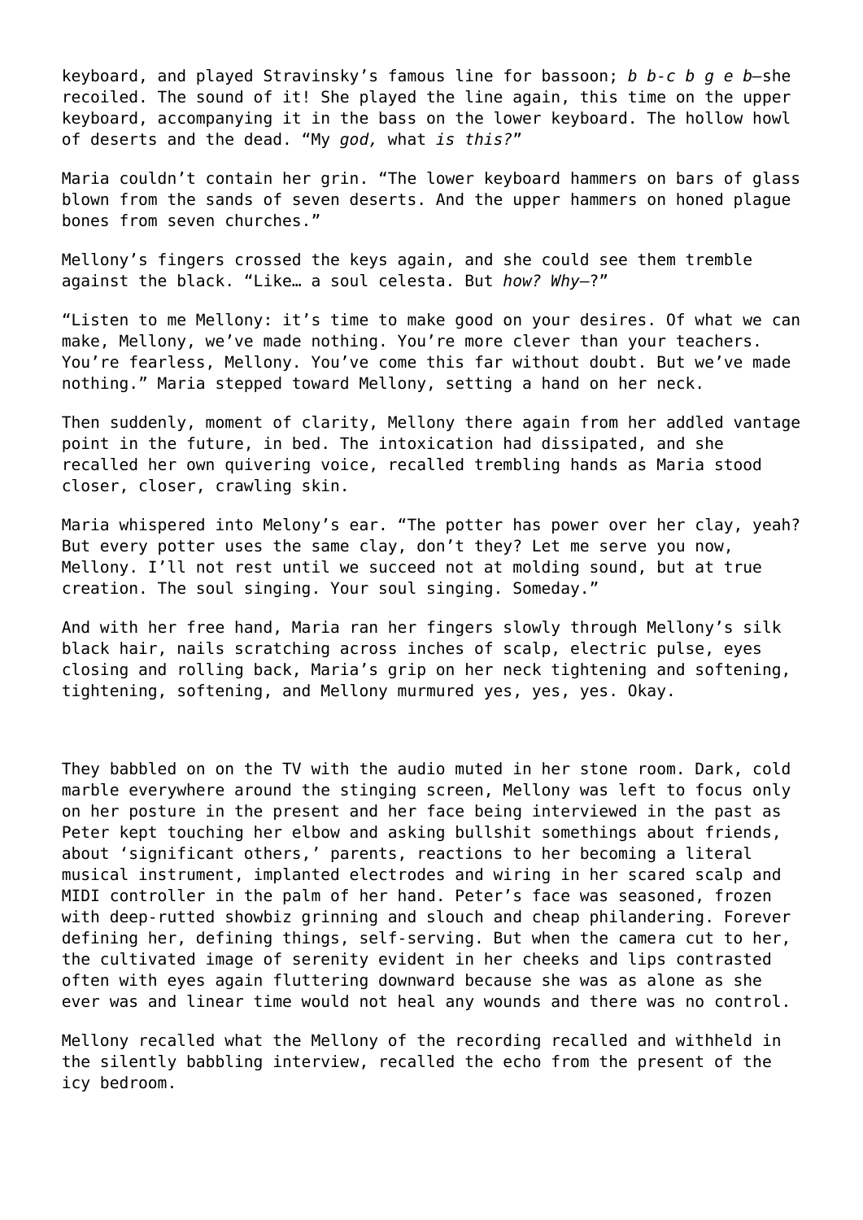keyboard, and played Stravinsky's famous line for bassoon; *b b-c b g e b*—she recoiled. The sound of it! She played the line again, this time on the upper keyboard, accompanying it in the bass on the lower keyboard. The hollow howl of deserts and the dead. "My *god,* what *is this?*"

Maria couldn't contain her grin. "The lower keyboard hammers on bars of glass blown from the sands of seven deserts. And the upper hammers on honed plague bones from seven churches."

Mellony's fingers crossed the keys again, and she could see them tremble against the black. "Like… a soul celesta. But *how? Why*—?"

"Listen to me Mellony: it's time to make good on your desires. Of what we can make, Mellony, we've made nothing. You're more clever than your teachers. You're fearless, Mellony. You've come this far without doubt. But we've made nothing." Maria stepped toward Mellony, setting a hand on her neck.

Then suddenly, moment of clarity, Mellony there again from her addled vantage point in the future, in bed. The intoxication had dissipated, and she recalled her own quivering voice, recalled trembling hands as Maria stood closer, closer, crawling skin.

Maria whispered into Melony's ear. "The potter has power over her clay, yeah? But every potter uses the same clay, don't they? Let me serve you now, Mellony. I'll not rest until we succeed not at molding sound, but at true creation. The soul singing. Your soul singing. Someday."

And with her free hand, Maria ran her fingers slowly through Mellony's silk black hair, nails scratching across inches of scalp, electric pulse, eyes closing and rolling back, Maria's grip on her neck tightening and softening, tightening, softening, and Mellony murmured yes, yes, yes. Okay.

They babbled on on the TV with the audio muted in her stone room. Dark, cold marble everywhere around the stinging screen, Mellony was left to focus only on her posture in the present and her face being interviewed in the past as Peter kept touching her elbow and asking bullshit somethings about friends, about 'significant others,' parents, reactions to her becoming a literal musical instrument, implanted electrodes and wiring in her scared scalp and MIDI controller in the palm of her hand. Peter's face was seasoned, frozen with deep-rutted showbiz grinning and slouch and cheap philandering. Forever defining her, defining things, self-serving. But when the camera cut to her, the cultivated image of serenity evident in her cheeks and lips contrasted often with eyes again fluttering downward because she was as alone as she ever was and linear time would not heal any wounds and there was no control.

Mellony recalled what the Mellony of the recording recalled and withheld in the silently babbling interview, recalled the echo from the present of the icy bedroom.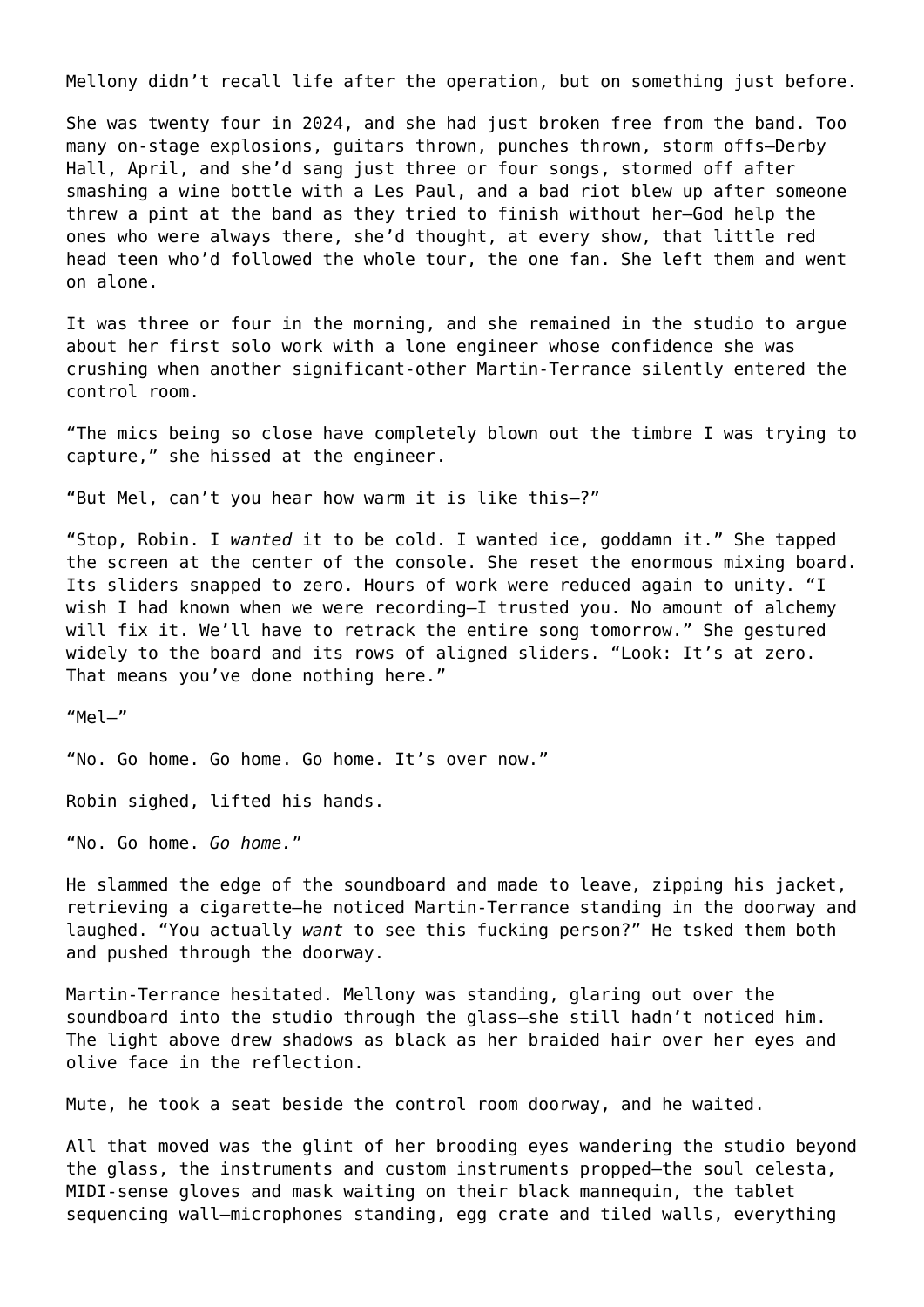Mellony didn't recall life after the operation, but on something just before.

She was twenty four in 2024, and she had just broken free from the band. Too many on-stage explosions, guitars thrown, punches thrown, storm offs—Derby Hall, April, and she'd sang just three or four songs, stormed off after smashing a wine bottle with a Les Paul, and a bad riot blew up after someone threw a pint at the band as they tried to finish without her—God help the ones who were always there, she'd thought, at every show, that little red head teen who'd followed the whole tour, the one fan. She left them and went on alone.

It was three or four in the morning, and she remained in the studio to argue about her first solo work with a lone engineer whose confidence she was crushing when another significant-other Martin-Terrance silently entered the control room.

"The mics being so close have completely blown out the timbre I was trying to capture," she hissed at the engineer.

"But Mel, can't you hear how warm it is like this—?"

"Stop, Robin. I *wanted* it to be cold. I wanted ice, goddamn it." She tapped the screen at the center of the console. She reset the enormous mixing board. Its sliders snapped to zero. Hours of work were reduced again to unity. "I wish I had known when we were recording—I trusted you. No amount of alchemy will fix it. We'll have to retrack the entire song tomorrow." She gestured widely to the board and its rows of aligned sliders. "Look: It's at zero. That means you've done nothing here."

"Mel—"

"No. Go home. Go home. Go home. It's over now."

Robin sighed, lifted his hands.

"No. Go home. *Go home.*"

He slammed the edge of the soundboard and made to leave, zipping his jacket, retrieving a cigarette—he noticed Martin-Terrance standing in the doorway and laughed. "You actually *want* to see this fucking person?" He tsked them both and pushed through the doorway.

Martin-Terrance hesitated. Mellony was standing, glaring out over the soundboard into the studio through the glass—she still hadn't noticed him. The light above drew shadows as black as her braided hair over her eyes and olive face in the reflection.

Mute, he took a seat beside the control room doorway, and he waited.

All that moved was the glint of her brooding eyes wandering the studio beyond the glass, the instruments and custom instruments propped—the soul celesta, MIDI-sense gloves and mask waiting on their black mannequin, the tablet sequencing wall—microphones standing, egg crate and tiled walls, everything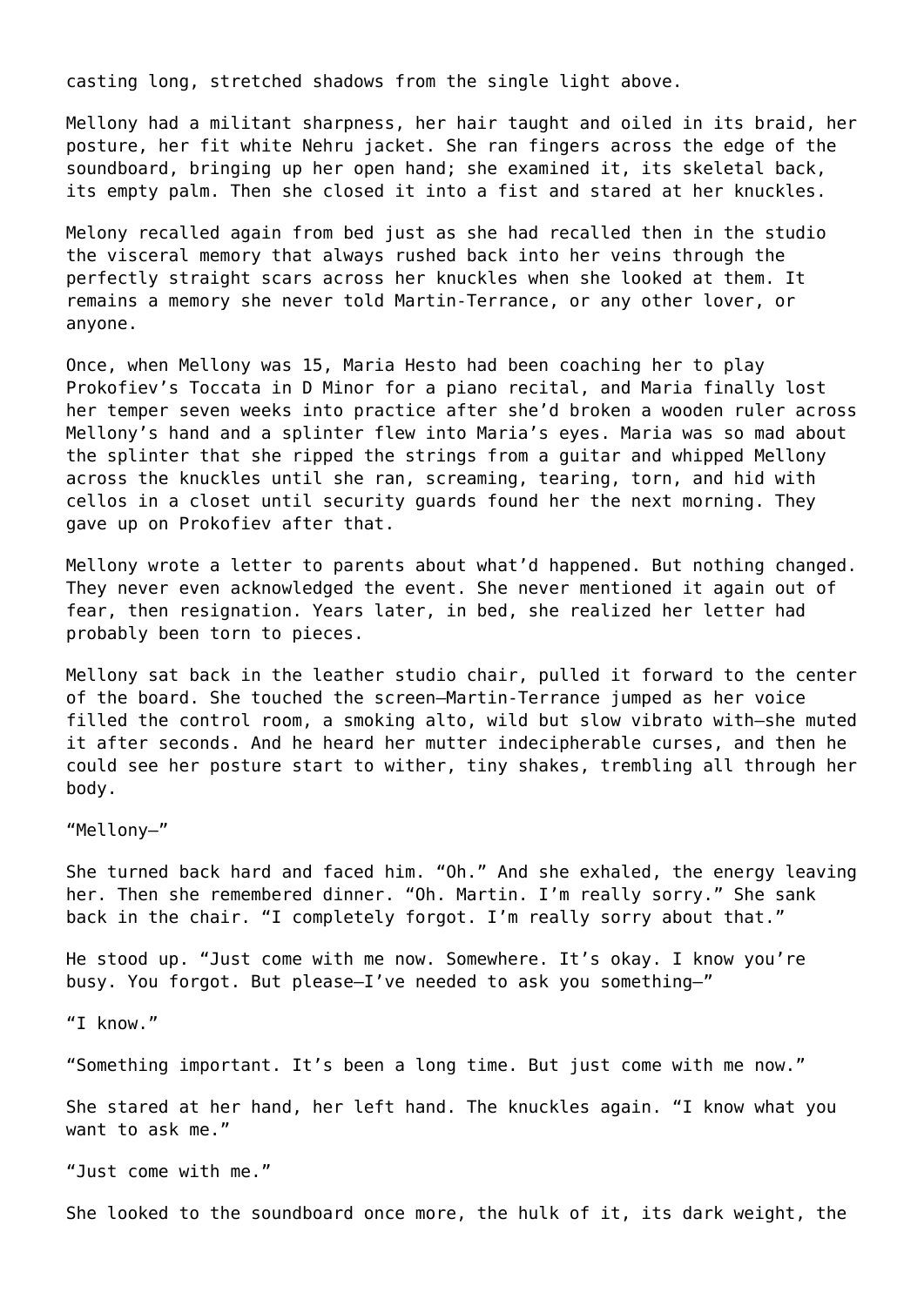casting long, stretched shadows from the single light above.

Mellony had a militant sharpness, her hair taught and oiled in its braid, her posture, her fit white Nehru jacket. She ran fingers across the edge of the soundboard, bringing up her open hand; she examined it, its skeletal back, its empty palm. Then she closed it into a fist and stared at her knuckles.

Melony recalled again from bed just as she had recalled then in the studio the visceral memory that always rushed back into her veins through the perfectly straight scars across her knuckles when she looked at them. It remains a memory she never told Martin-Terrance, or any other lover, or anyone.

Once, when Mellony was 15, Maria Hesto had been coaching her to play Prokofiev's Toccata in D Minor for a piano recital, and Maria finally lost her temper seven weeks into practice after she'd broken a wooden ruler across Mellony's hand and a splinter flew into Maria's eyes. Maria was so mad about the splinter that she ripped the strings from a guitar and whipped Mellony across the knuckles until she ran, screaming, tearing, torn, and hid with cellos in a closet until security guards found her the next morning. They gave up on Prokofiev after that.

Mellony wrote a letter to parents about what'd happened. But nothing changed. They never even acknowledged the event. She never mentioned it again out of fear, then resignation. Years later, in bed, she realized her letter had probably been torn to pieces.

Mellony sat back in the leather studio chair, pulled it forward to the center of the board. She touched the screen—Martin-Terrance jumped as her voice filled the control room, a smoking alto, wild but slow vibrato with—she muted it after seconds. And he heard her mutter indecipherable curses, and then he could see her posture start to wither, tiny shakes, trembling all through her body.

"Mellony—"

She turned back hard and faced him. "Oh." And she exhaled, the energy leaving her. Then she remembered dinner. "Oh. Martin. I'm really sorry." She sank back in the chair. "I completely forgot. I'm really sorry about that."

He stood up. "Just come with me now. Somewhere. It's okay. I know you're busy. You forgot. But please—I've needed to ask you something—"

"I know."

"Something important. It's been a long time. But just come with me now."

She stared at her hand, her left hand. The knuckles again. "I know what you want to ask me."

"Just come with me."

She looked to the soundboard once more, the hulk of it, its dark weight, the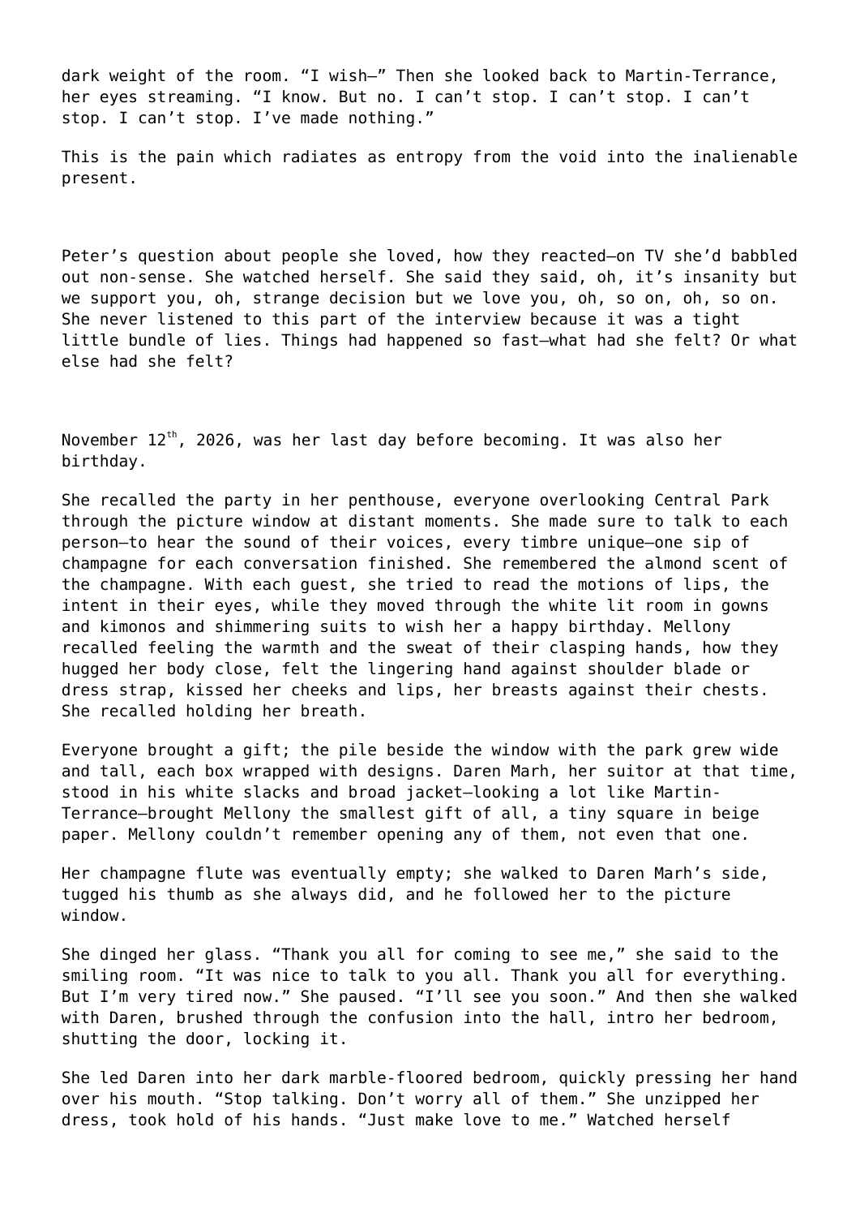dark weight of the room. “I wish—” Then she looked back to Martin-Terrance, her eyes streaming. “I know. But no. I can’t stop. I can’t stop. I can’t stop. I can’t stop. I’ve made nothing.”

This is the pain which radiates as entropy from the void into the inalienable present.

Peter’s question about people she loved, how they reacted—on TV she’d babbled out non-sense. She watched herself. She said they said, oh, it’s insanity but we support you, oh, strange decision but we love you, oh, so on, oh, so on. She never listened to this part of the interview because it was a tight little bundle of lies. Things had happened so fast—what had she felt? Or what else had she felt?

November 12th, 2026, was her last day before becoming. It was also her birthday.

She recalled the party in her penthouse, everyone overlooking Central Park through the picture window at distant moments. She made sure to talk to each person—to hear the sound of their voices, every timbre unique—one sip of champagne for each conversation finished. She remembered the almond scent of the champagne. With each guest, she tried to read the motions of lips, the intent in their eyes, while they moved through the white lit room in gowns and kimonos and shimmering suits to wish her a happy birthday. Mellony recalled feeling the warmth and the sweat of their clasping hands, how they hugged her body close, felt the lingering hand against shoulder blade or dress strap, kissed her cheeks and lips, her breasts against their chests. She recalled holding her breath.

Everyone brought a gift; the pile beside the window with the park grew wide and tall, each box wrapped with designs. Daren Marh, her suitor at that time, stood in his white slacks and broad jacket—looking a lot like Martin-Terrance—brought Mellony the smallest gift of all, a tiny square in beige paper. Mellony couldn’t remember opening any of them, not even that one.

Her champagne flute was eventually empty; she walked to Daren Marh’s side, tugged his thumb as she always did, and he followed her to the picture window.

She dinged her glass. “Thank you all for coming to see me,” she said to the smiling room. “It was nice to talk to you all. Thank you all for everything. But I’m very tired now.” She paused. “I’ll see you soon.” And then she walked with Daren, brushed through the confusion into the hall, intro her bedroom, shutting the door, locking it.

She led Daren into her dark marble-floored bedroom, quickly pressing her hand over his mouth. “Stop talking. Don’t worry all of them.” She unzipped her dress, took hold of his hands. “Just make love to me.” Watched herself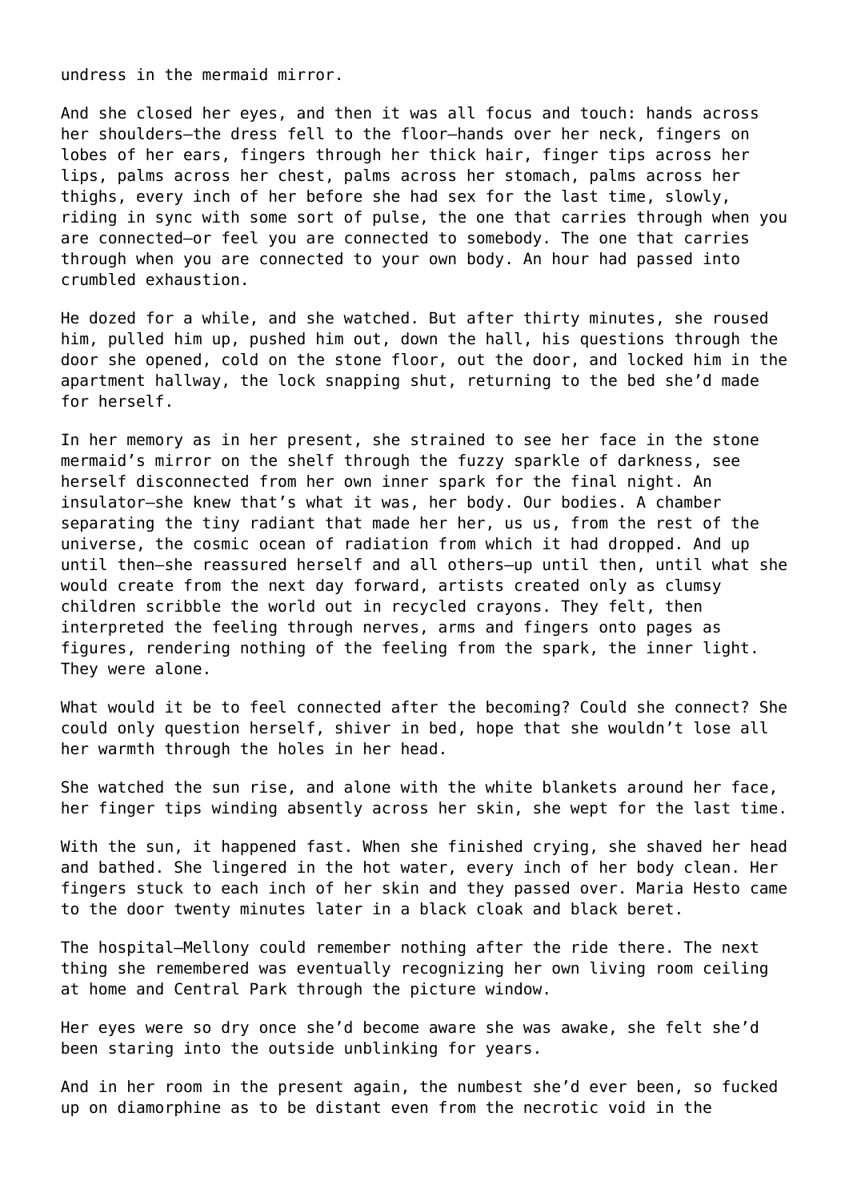undress in the mermaid mirror.

And she closed her eyes, and then it was all focus and touch: hands across her shoulders—the dress fell to the floor—hands over her neck, fingers on lobes of her ears, fingers through her thick hair, finger tips across her lips, palms across her chest, palms across her stomach, palms across her thighs, every inch of her before she had sex for the last time, slowly, riding in sync with some sort of pulse, the one that carries through when you are connected—or feel you are connected to somebody. The one that carries through when you are connected to your own body. An hour had passed into crumbled exhaustion.

He dozed for a while, and she watched. But after thirty minutes, she roused him, pulled him up, pushed him out, down the hall, his questions through the door she opened, cold on the stone floor, out the door, and locked him in the apartment hallway, the lock snapping shut, returning to the bed she'd made for herself.

In her memory as in her present, she strained to see her face in the stone mermaid's mirror on the shelf through the fuzzy sparkle of darkness, see herself disconnected from her own inner spark for the final night. An insulator—she knew that's what it was, her body. Our bodies. A chamber separating the tiny radiant that made her her, us us, from the rest of the universe, the cosmic ocean of radiation from which it had dropped. And up until then—she reassured herself and all others—up until then, until what she would create from the next day forward, artists created only as clumsy children scribble the world out in recycled crayons. They felt, then interpreted the feeling through nerves, arms and fingers onto pages as figures, rendering nothing of the feeling from the spark, the inner light. They were alone.

What would it be to feel connected after the becoming? Could she connect? She could only question herself, shiver in bed, hope that she wouldn't lose all her warmth through the holes in her head.

She watched the sun rise, and alone with the white blankets around her face, her finger tips winding absently across her skin, she wept for the last time.

With the sun, it happened fast. When she finished crying, she shaved her head and bathed. She lingered in the hot water, every inch of her body clean. Her fingers stuck to each inch of her skin and they passed over. Maria Hesto came to the door twenty minutes later in a black cloak and black beret.

The hospital—Mellony could remember nothing after the ride there. The next thing she remembered was eventually recognizing her own living room ceiling at home and Central Park through the picture window.

Her eyes were so dry once she'd become aware she was awake, she felt she'd been staring into the outside unblinking for years.

And in her room in the present again, the numbest she'd ever been, so fucked up on diamorphine as to be distant even from the necrotic void in the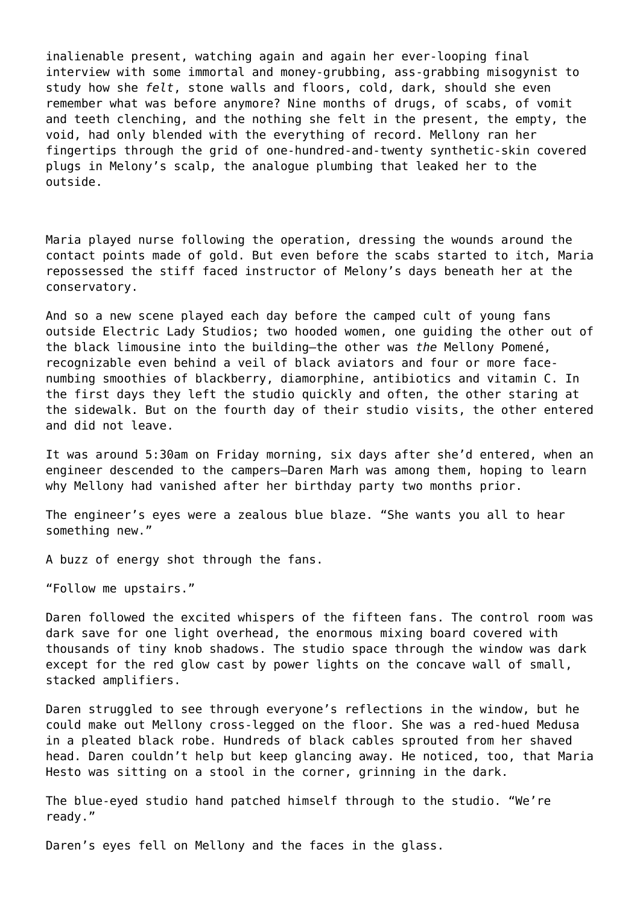inalienable present, watching again and again her ever-looping final interview with some immortal and money-grubbing, ass-grabbing misogynist to study how she *felt*, stone walls and floors, cold, dark, should she even remember what was before anymore? Nine months of drugs, of scabs, of vomit and teeth clenching, and the nothing she felt in the present, the empty, the void, had only blended with the everything of record. Mellony ran her fingertips through the grid of one-hundred-and-twenty synthetic-skin covered plugs in Melony's scalp, the analogue plumbing that leaked her to the outside.

Maria played nurse following the operation, dressing the wounds around the contact points made of gold. But even before the scabs started to itch, Maria repossessed the stiff faced instructor of Melony's days beneath her at the conservatory.

And so a new scene played each day before the camped cult of young fans outside Electric Lady Studios; two hooded women, one guiding the other out of the black limousine into the building—the other was *the* Mellony Pomené, recognizable even behind a veil of black aviators and four or more face-numbing smoothies of blackberry, diamorphine, antibiotics and vitamin C. In the first days they left the studio quickly and often, the other staring at the sidewalk. But on the fourth day of their studio visits, the other entered and did not leave.

It was around 5:30am on Friday morning, six days after she'd entered, when an engineer descended to the campers—Daren Marh was among them, hoping to learn why Mellony had vanished after her birthday party two months prior.

The engineer's eyes were a zealous blue blaze. "She wants you all to hear something new."

A buzz of energy shot through the fans.

"Follow me upstairs."

Daren followed the excited whispers of the fifteen fans. The control room was dark save for one light overhead, the enormous mixing board covered with thousands of tiny knob shadows. The studio space through the window was dark except for the red glow cast by power lights on the concave wall of small, stacked amplifiers.

Daren struggled to see through everyone's reflections in the window, but he could make out Mellony cross-legged on the floor. She was a red-hued Medusa in a pleated black robe. Hundreds of black cables sprouted from her shaved head. Daren couldn't help but keep glancing away. He noticed, too, that Maria Hesto was sitting on a stool in the corner, grinning in the dark.

The blue-eyed studio hand patched himself through to the studio. "We're ready."

Daren's eyes fell on Mellony and the faces in the glass.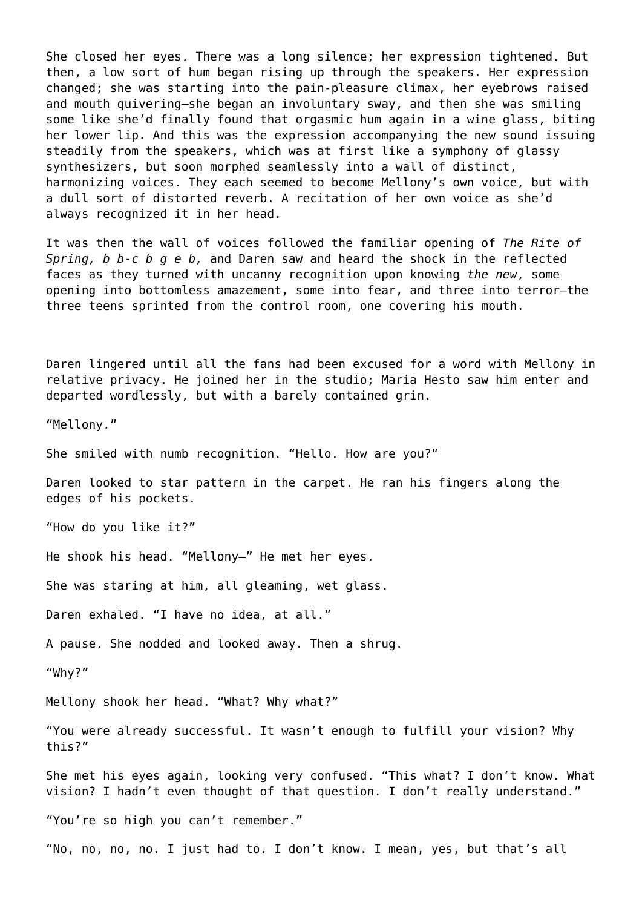She closed her eyes. There was a long silence; her expression tightened. But then, a low sort of hum began rising up through the speakers. Her expression changed; she was starting into the pain-pleasure climax, her eyebrows raised and mouth quivering—she began an involuntary sway, and then she was smiling some like she'd finally found that orgasmic hum again in a wine glass, biting her lower lip. And this was the expression accompanying the new sound issuing steadily from the speakers, which was at first like a symphony of glassy synthesizers, but soon morphed seamlessly into a wall of distinct, harmonizing voices. They each seemed to become Mellony's own voice, but with a dull sort of distorted reverb. A recitation of her own voice as she'd always recognized it in her head.

It was then the wall of voices followed the familiar opening of *The Rite of Spring, b b-c b g e b,* and Daren saw and heard the shock in the reflected faces as they turned with uncanny recognition upon knowing *the new*, some opening into bottomless amazement, some into fear, and three into terror—the three teens sprinted from the control room, one covering his mouth.

Daren lingered until all the fans had been excused for a word with Mellony in relative privacy. He joined her in the studio; Maria Hesto saw him enter and departed wordlessly, but with a barely contained grin.

"Mellony."

She smiled with numb recognition. "Hello. How are you?"

Daren looked to star pattern in the carpet. He ran his fingers along the edges of his pockets.

"How do you like it?"

He shook his head. "Mellony—" He met her eyes.

She was staring at him, all gleaming, wet glass.

Daren exhaled. "I have no idea, at all."

A pause. She nodded and looked away. Then a shrug.

"Why?"

Mellony shook her head. "What? Why what?"

"You were already successful. It wasn't enough to fulfill your vision? Why this?"

She met his eyes again, looking very confused. "This what? I don't know. What vision? I hadn't even thought of that question. I don't really understand."

"You're so high you can't remember."

"No, no, no, no. I just had to. I don't know. I mean, yes, but that's all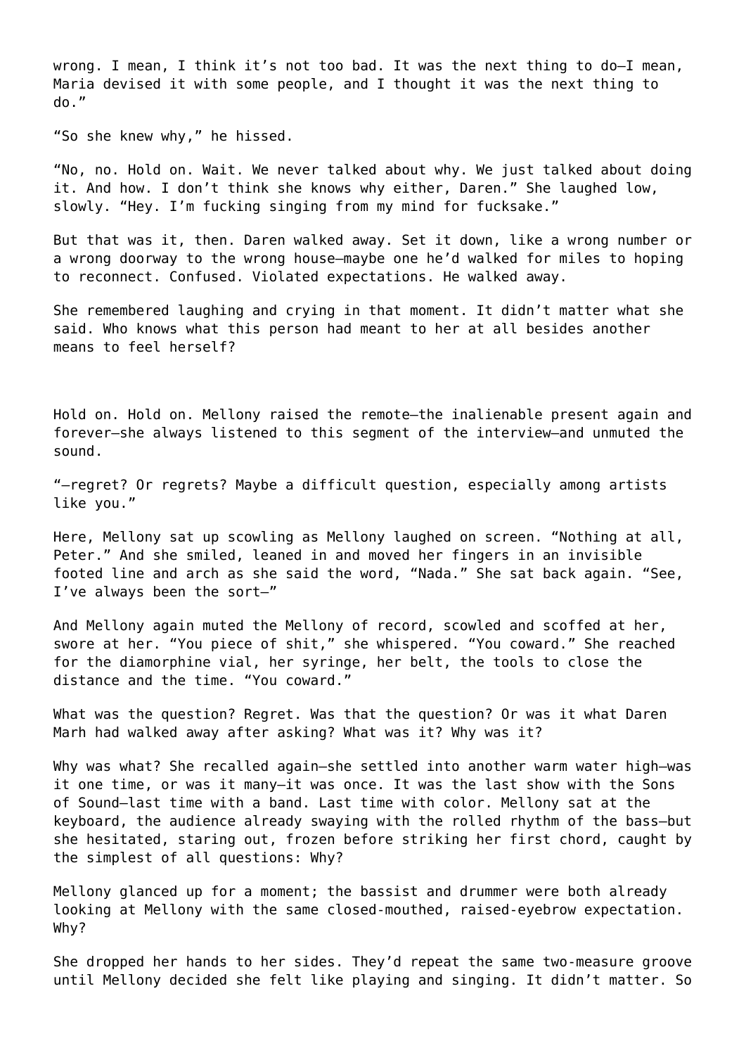wrong. I mean, I think it's not too bad. It was the next thing to do—I mean, Maria devised it with some people, and I thought it was the next thing to do."

"So she knew why," he hissed.

"No, no. Hold on. Wait. We never talked about why. We just talked about doing it. And how. I don't think she knows why either, Daren." She laughed low, slowly. "Hey. I'm fucking singing from my mind for fucksake."

But that was it, then. Daren walked away. Set it down, like a wrong number or a wrong doorway to the wrong house—maybe one he'd walked for miles to hoping to reconnect. Confused. Violated expectations. He walked away.

She remembered laughing and crying in that moment. It didn't matter what she said. Who knows what this person had meant to her at all besides another means to feel herself?

Hold on. Hold on. Mellony raised the remote—the inalienable present again and forever—she always listened to this segment of the interview—and unmuted the sound.

"—regret? Or regrets? Maybe a difficult question, especially among artists like you."

Here, Mellony sat up scowling as Mellony laughed on screen. "Nothing at all, Peter." And she smiled, leaned in and moved her fingers in an invisible footed line and arch as she said the word, "Nada." She sat back again. "See, I've always been the sort—"

And Mellony again muted the Mellony of record, scowled and scoffed at her, swore at her. "You piece of shit," she whispered. "You coward." She reached for the diamorphine vial, her syringe, her belt, the tools to close the distance and the time. "You coward."

What was the question? Regret. Was that the question? Or was it what Daren Marh had walked away after asking? What was it? Why was it?

Why was what? She recalled again—she settled into another warm water high—was it one time, or was it many—it was once. It was the last show with the Sons of Sound—last time with a band. Last time with color. Mellony sat at the keyboard, the audience already swaying with the rolled rhythm of the bass—but she hesitated, staring out, frozen before striking her first chord, caught by the simplest of all questions: Why?

Mellony glanced up for a moment; the bassist and drummer were both already looking at Mellony with the same closed-mouthed, raised-eyebrow expectation. Why?

She dropped her hands to her sides. They'd repeat the same two-measure groove until Mellony decided she felt like playing and singing. It didn't matter. So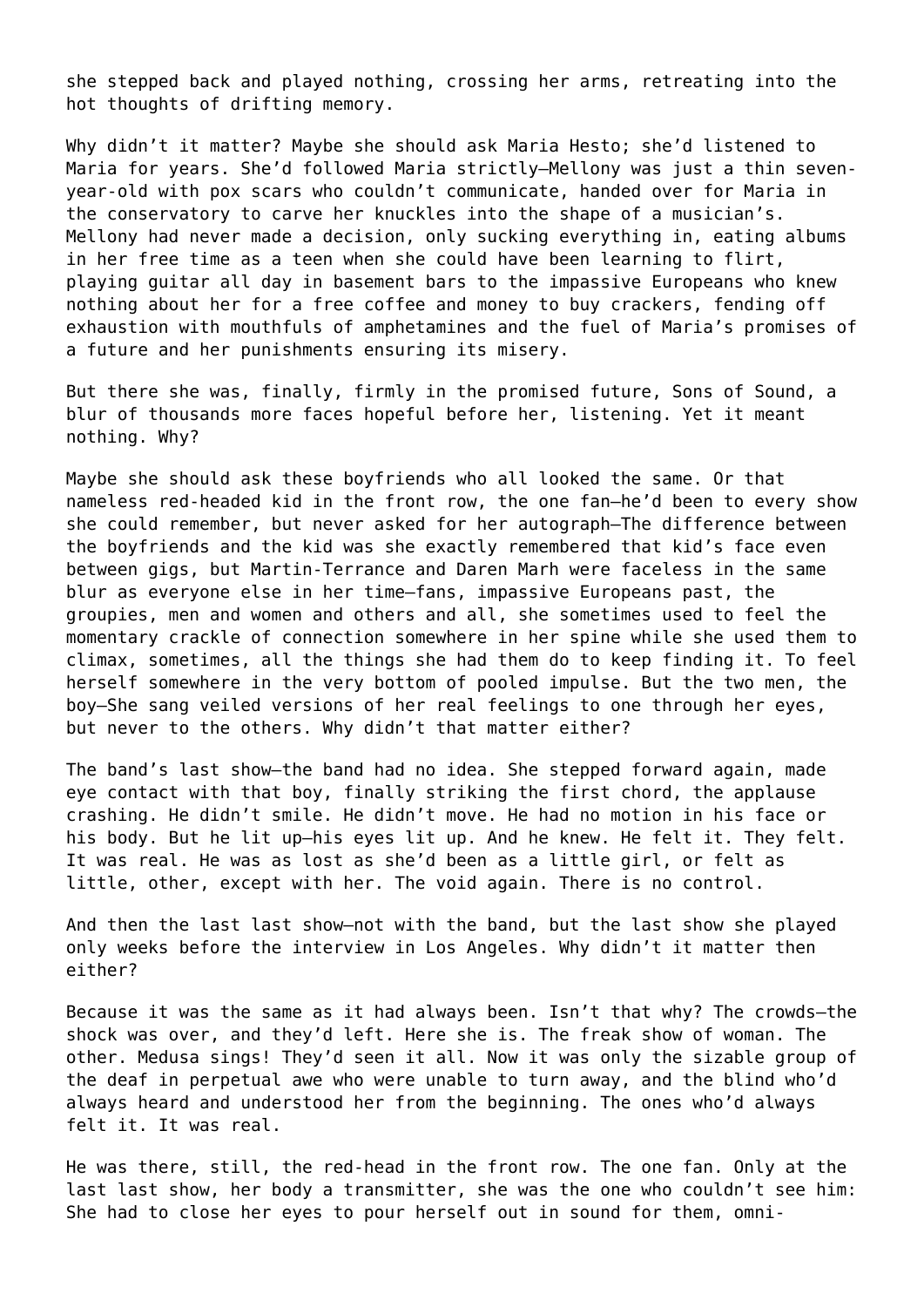she stepped back and played nothing, crossing her arms, retreating into the hot thoughts of drifting memory.

Why didn't it matter? Maybe she should ask Maria Hesto; she'd listened to Maria for years. She'd followed Maria strictly—Mellony was just a thin seven-year-old with pox scars who couldn't communicate, handed over for Maria in the conservatory to carve her knuckles into the shape of a musician's. Mellony had never made a decision, only sucking everything in, eating albums in her free time as a teen when she could have been learning to flirt, playing guitar all day in basement bars to the impassive Europeans who knew nothing about her for a free coffee and money to buy crackers, fending off exhaustion with mouthfuls of amphetamines and the fuel of Maria's promises of a future and her punishments ensuring its misery.

But there she was, finally, firmly in the promised future, Sons of Sound, a blur of thousands more faces hopeful before her, listening. Yet it meant nothing. Why?

Maybe she should ask these boyfriends who all looked the same. Or that nameless red-headed kid in the front row, the one fan—he'd been to every show she could remember, but never asked for her autograph—The difference between the boyfriends and the kid was she exactly remembered that kid's face even between gigs, but Martin-Terrance and Daren Marh were faceless in the same blur as everyone else in her time—fans, impassive Europeans past, the groupies, men and women and others and all, she sometimes used to feel the momentary crackle of connection somewhere in her spine while she used them to climax, sometimes, all the things she had them do to keep finding it. To feel herself somewhere in the very bottom of pooled impulse. But the two men, the boy—She sang veiled versions of her real feelings to one through her eyes, but never to the others. Why didn't that matter either?

The band's last show—the band had no idea. She stepped forward again, made eye contact with that boy, finally striking the first chord, the applause crashing. He didn't smile. He didn't move. He had no motion in his face or his body. But he lit up—his eyes lit up. And he knew. He felt it. They felt. It was real. He was as lost as she'd been as a little girl, or felt as little, other, except with her. The void again. There is no control.

And then the last last show—not with the band, but the last show she played only weeks before the interview in Los Angeles. Why didn't it matter then either?

Because it was the same as it had always been. Isn't that why? The crowds—the shock was over, and they'd left. Here she is. The freak show of woman. The other. Medusa sings! They'd seen it all. Now it was only the sizable group of the deaf in perpetual awe who were unable to turn away, and the blind who'd always heard and understood her from the beginning. The ones who'd always felt it. It was real.

He was there, still, the red-head in the front row. The one fan. Only at the last last show, her body a transmitter, she was the one who couldn't see him: She had to close her eyes to pour herself out in sound for them, omni-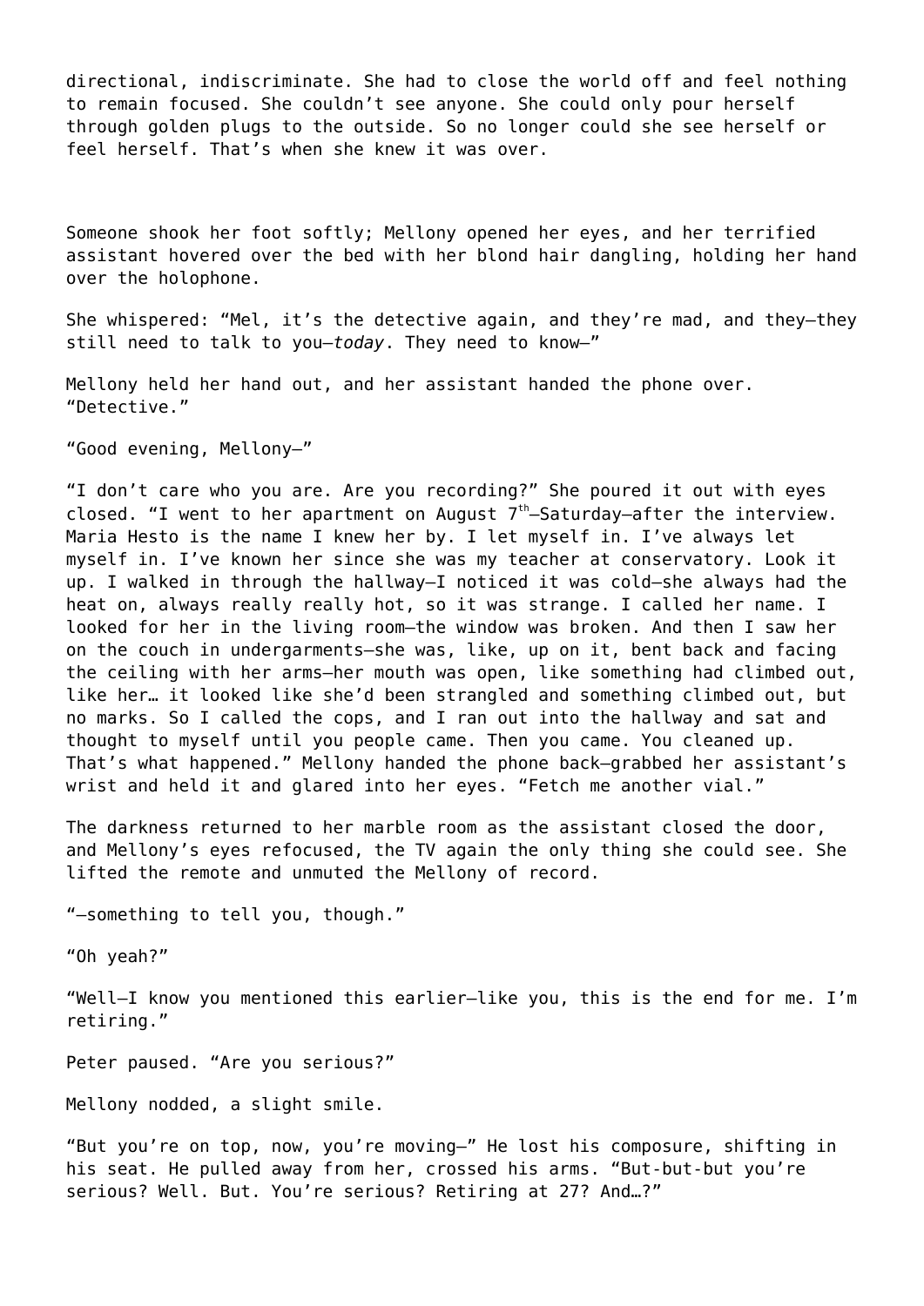directional, indiscriminate. She had to close the world off and feel nothing to remain focused. She couldn't see anyone. She could only pour herself through golden plugs to the outside. So no longer could she see herself or feel herself. That's when she knew it was over.

Someone shook her foot softly; Mellony opened her eyes, and her terrified assistant hovered over the bed with her blond hair dangling, holding her hand over the holophone.

She whispered: "Mel, it's the detective again, and they're mad, and they—they still need to talk to you—*today*. They need to know—"

Mellony held her hand out, and her assistant handed the phone over. "Detective."

"Good evening, Mellony—"

"I don't care who you are. Are you recording?" She poured it out with eyes closed. "I went to her apartment on August 7th—Saturday—after the interview. Maria Hesto is the name I knew her by. I let myself in. I've always let myself in. I've known her since she was my teacher at conservatory. Look it up. I walked in through the hallway—I noticed it was cold—she always had the heat on, always really really hot, so it was strange. I called her name. I looked for her in the living room—the window was broken. And then I saw her on the couch in undergarments—she was, like, up on it, bent back and facing the ceiling with her arms—her mouth was open, like something had climbed out, like her… it looked like she'd been strangled and something climbed out, but no marks. So I called the cops, and I ran out into the hallway and sat and thought to myself until you people came. Then you came. You cleaned up. That's what happened." Mellony handed the phone back—grabbed her assistant's wrist and held it and glared into her eyes. "Fetch me another vial."

The darkness returned to her marble room as the assistant closed the door, and Mellony's eyes refocused, the TV again the only thing she could see. She lifted the remote and unmuted the Mellony of record.

"—something to tell you, though."

"Oh yeah?"

"Well—I know you mentioned this earlier—like you, this is the end for me. I'm retiring."

Peter paused. "Are you serious?"

Mellony nodded, a slight smile.

"But you're on top, now, you're moving—" He lost his composure, shifting in his seat. He pulled away from her, crossed his arms. "But-but-but you're serious? Well. But. You're serious? Retiring at 27? And…?"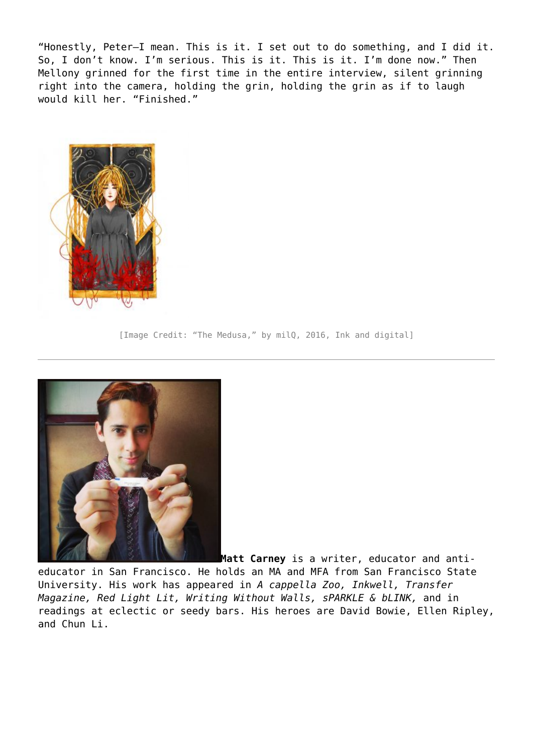“Honestly, Peter—I mean. This is it. I set out to do something, and I did it. So, I don’t know. I’m serious. This is it. This is it. I’m done now.” Then Mellony grinned for the first time in the entire interview, silent grinning right into the camera, holding the grin, holding the grin as if to laugh would kill her. “Finished.”

[Image Credit: “The Medusa,” by milQ, 2016, Ink and digital]

---

**Matt Carney** is a writer, educator and anti-educator in San Francisco. He holds an MA and MFA from San Francisco State University. His work has appeared in *A cappella Zoo, Inkwell, Transfer Magazine, Red Light Lit, Writing Without Walls, sPARKLE & bLINK,* and in readings at eclectic or seedy bars. His heroes are David Bowie, Ellen Ripley, and Chun Li.